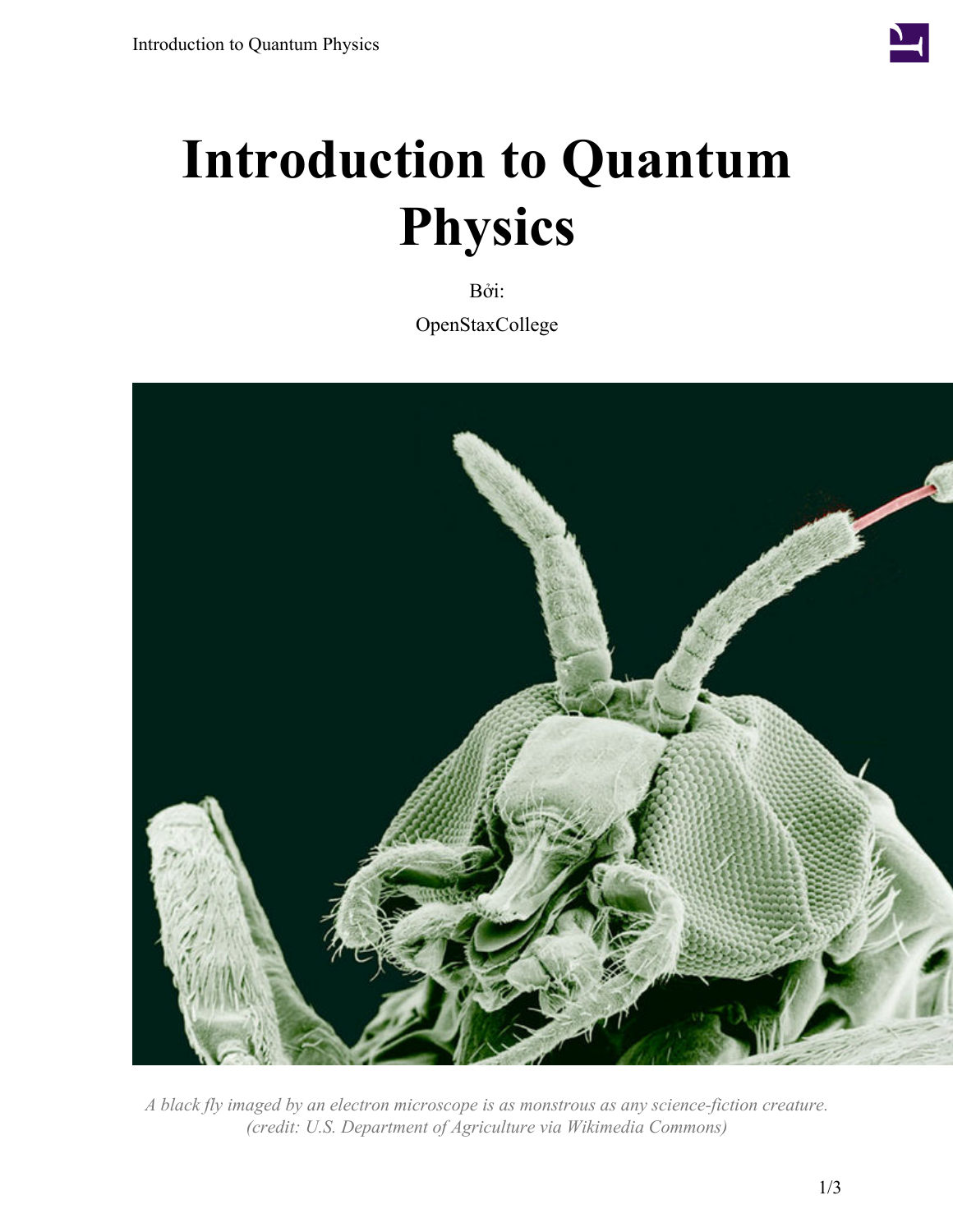# Introduction to Quantum Physics

Bởi:

OpenStaxCollege

*A black fly imaged by an electron microscope is as monstrous as any science-fiction creature. (credit: U.S. Department of Agriculture via Wikimedia Commons)*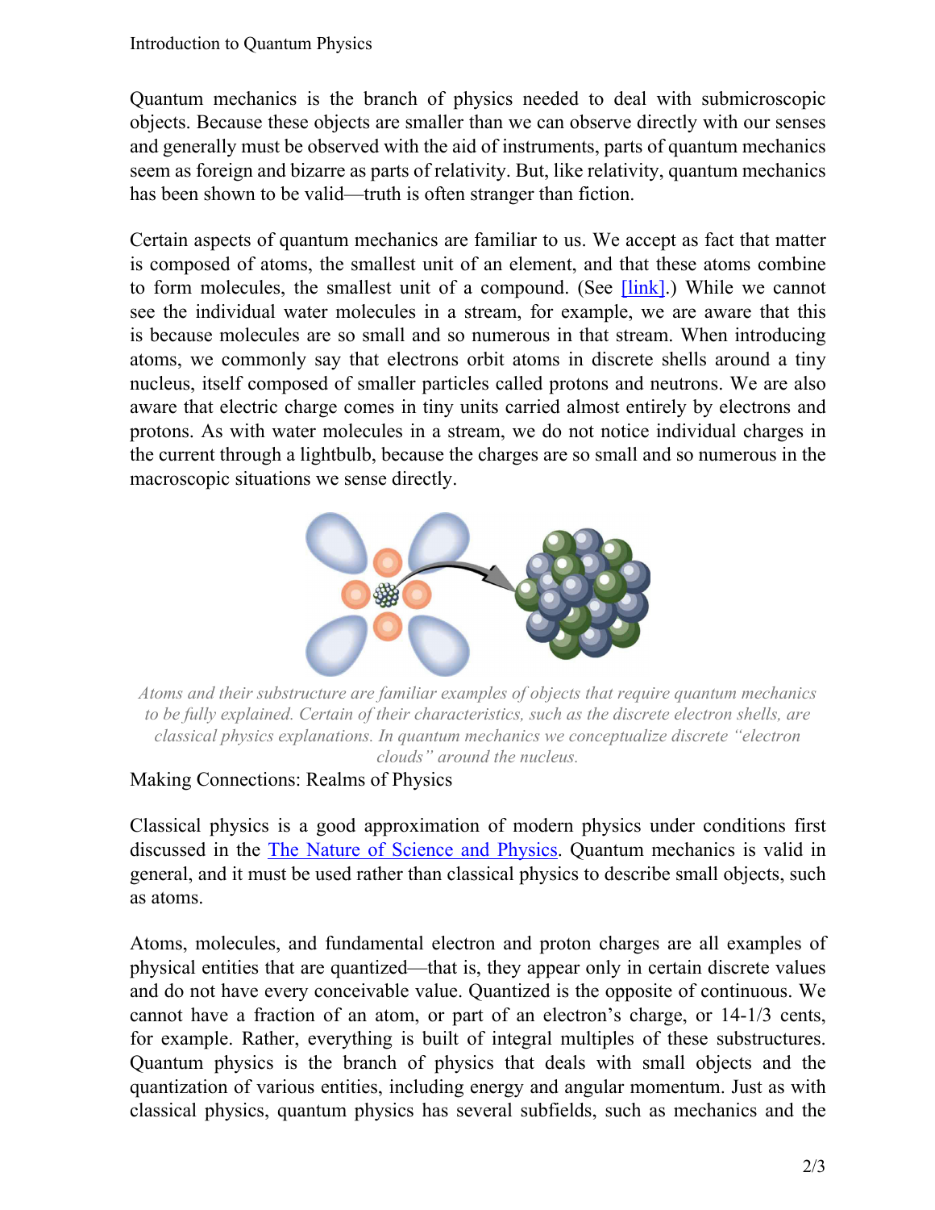Quantum mechanics is the branch of physics needed to deal with submicroscopic objects. Because these objects are smaller than we can observe directly with our senses and generally must be observed with the aid of instruments, parts of quantum mechanics seem as foreign and bizarre as parts of relativity. But, like relativity, quantum mechanics has been shown to be valid—truth is often stranger than fiction.

Certain aspects of quantum mechanics are familiar to us. We accept as fact that matter is composed of atoms, the smallest unit of an element, and that these atoms combine to form molecules, the smallest unit of a compound. (See [link].) While we cannot see the individual water molecules in a stream, for example, we are aware that this is because molecules are so small and so numerous in that stream. When introducing atoms, we commonly say that electrons orbit atoms in discrete shells around a tiny nucleus, itself composed of smaller particles called protons and neutrons. We are also aware that electric charge comes in tiny units carried almost entirely by electrons and protons. As with water molecules in a stream, we do not notice individual charges in the current through a lightbulb, because the charges are so small and so numerous in the macroscopic situations we sense directly.

*Atoms and their substructure are familiar examples of objects that require quantum mechanics to be fully explained. Certain of their characteristics, such as the discrete electron shells, are classical physics explanations. In quantum mechanics we conceptualize discrete "electron clouds" around the nucleus.*

### Making Connections: Realms of Physics

Classical physics is a good approximation of modern physics under conditions first discussed in the The Nature of Science and Physics. Quantum mechanics is valid in general, and it must be used rather than classical physics to describe small objects, such as atoms.

Atoms, molecules, and fundamental electron and proton charges are all examples of physical entities that are quantized—that is, they appear only in certain discrete values and do not have every conceivable value. Quantized is the opposite of continuous. We cannot have a fraction of an atom, or part of an electron's charge, or 14-1/3 cents, for example. Rather, everything is built of integral multiples of these substructures. Quantum physics is the branch of physics that deals with small objects and the quantization of various entities, including energy and angular momentum. Just as with classical physics, quantum physics has several subfields, such as mechanics and the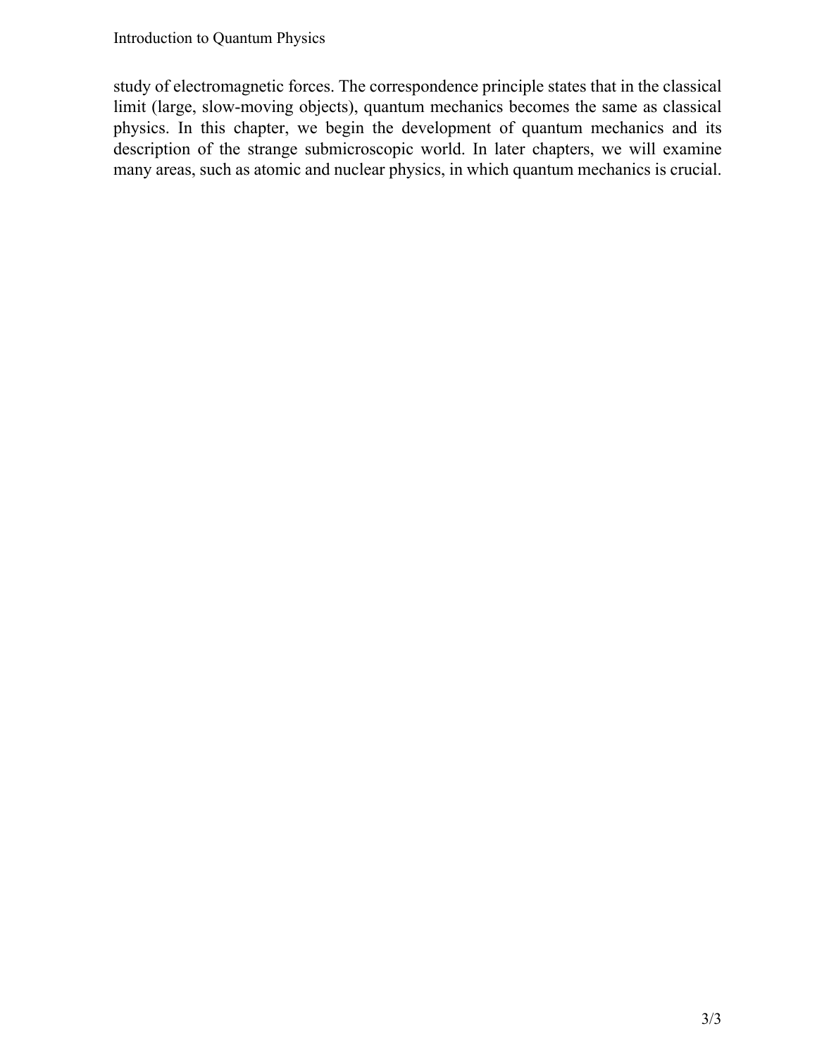study of electromagnetic forces. The correspondence principle states that in the classical limit (large, slow-moving objects), quantum mechanics becomes the same as classical physics. In this chapter, we begin the development of quantum mechanics and its description of the strange submicroscopic world. In later chapters, we will examine many areas, such as atomic and nuclear physics, in which quantum mechanics is crucial.